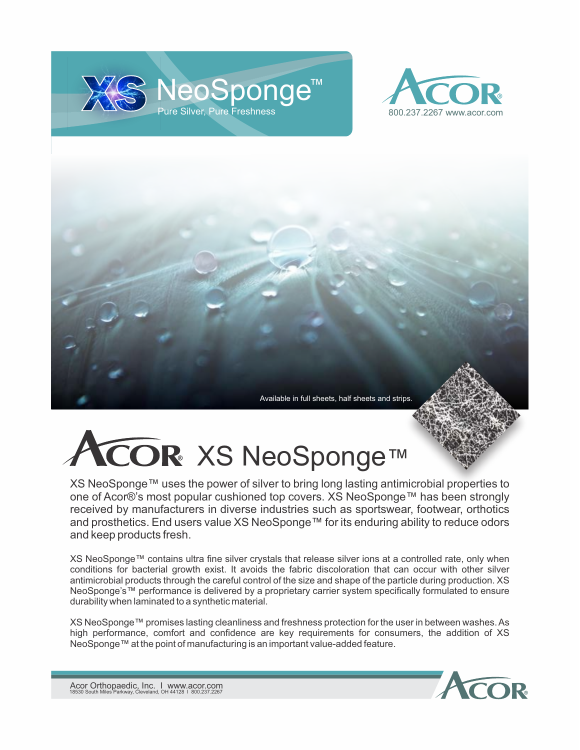# XS NeoSponge™

Pure Silver, Pure Freshness

ACOR®
800.237.2267 www.acor.com

Available in full sheets, half sheets and strips.

## ACOR® XS NeoSponge™

XS NeoSponge™ uses the power of silver to bring long lasting antimicrobial properties to one of Acor®'s most popular cushioned top covers. XS NeoSponge™ has been strongly received by manufacturers in diverse industries such as sportswear, footwear, orthotics and prosthetics. End users value XS NeoSponge™ for its enduring ability to reduce odors and keep products fresh.

XS NeoSponge™ contains ultra fine silver crystals that release silver ions at a controlled rate, only when conditions for bacterial growth exist. It avoids the fabric discoloration that can occur with other silver antimicrobial products through the careful control of the size and shape of the particle during production. XS NeoSponge's™ performance is delivered by a proprietary carrier system specifically formulated to ensure durability when laminated to a synthetic material.

XS NeoSponge™ promises lasting cleanliness and freshness protection for the user in between washes. As high performance, comfort and confidence are key requirements for consumers, the addition of XS NeoSponge™ at the point of manufacturing is an important value-added feature.

Acor Orthopaedic, Inc. | www.acor.com
18530 South Miles Parkway, Cleveland, OH 44128 | 800.237.2267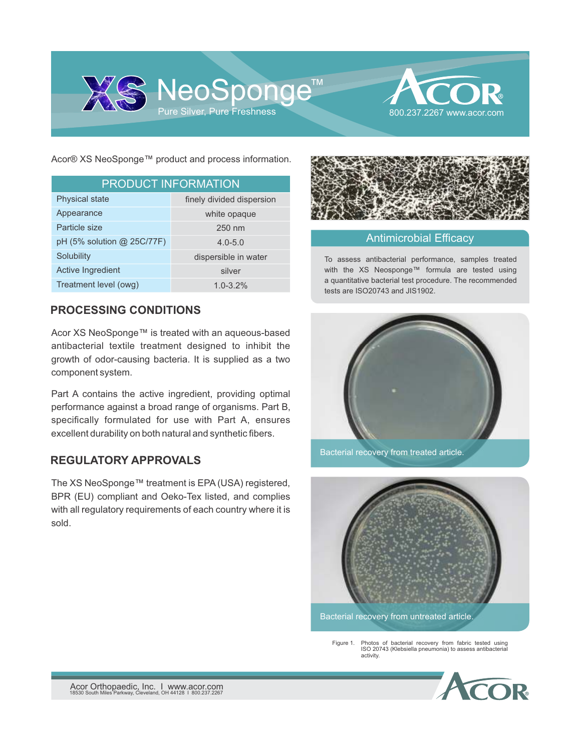# XS NeoSponge™

Pure Silver, Pure Freshness

ACOR® 800.237.2267 www.acor.com

Acor® XS NeoSponge™ product and process information.

| PRODUCT INFORMATION | |
|---|---|
| Physical state | finely divided dispersion |
| Appearance | white opaque |
| Particle size | 250 nm |
| pH (5% solution @ 25C/77F) | 4.0-5.0 |
| Solubility | dispersible in water |
| Active Ingredient | silver |
| Treatment level (owg) | 1.0-3.2% |

## PROCESSING CONDITIONS

Acor XS NeoSponge™ is treated with an aqueous-based antibacterial textile treatment designed to inhibit the growth of odor-causing bacteria. It is supplied as a two component system.

Part A contains the active ingredient, providing optimal performance against a broad range of organisms. Part B, specifically formulated for use with Part A, ensures excellent durability on both natural and synthetic fibers.

## REGULATORY APPROVALS

The XS NeoSponge™ treatment is EPA (USA) registered, BPR (EU) compliant and Oeko-Tex listed, and complies with all regulatory requirements of each country where it is sold.

## Antimicrobial Efficacy

To assess antibacterial performance, samples treated with the XS Neosponge™ formula are tested using a quantitative bacterial test procedure. The recommended tests are ISO20743 and JIS1902.

Bacterial recovery from treated article.

Bacterial recovery from untreated article.

Figure 1. Photos of bacterial recovery from fabric tested using ISO 20743 (Klebsiella pneumonia) to assess antibacterial activity.

Acor Orthopaedic, Inc. | www.acor.com
18530 South Miles Parkway, Cleveland, OH 44128 | 800.237.2267